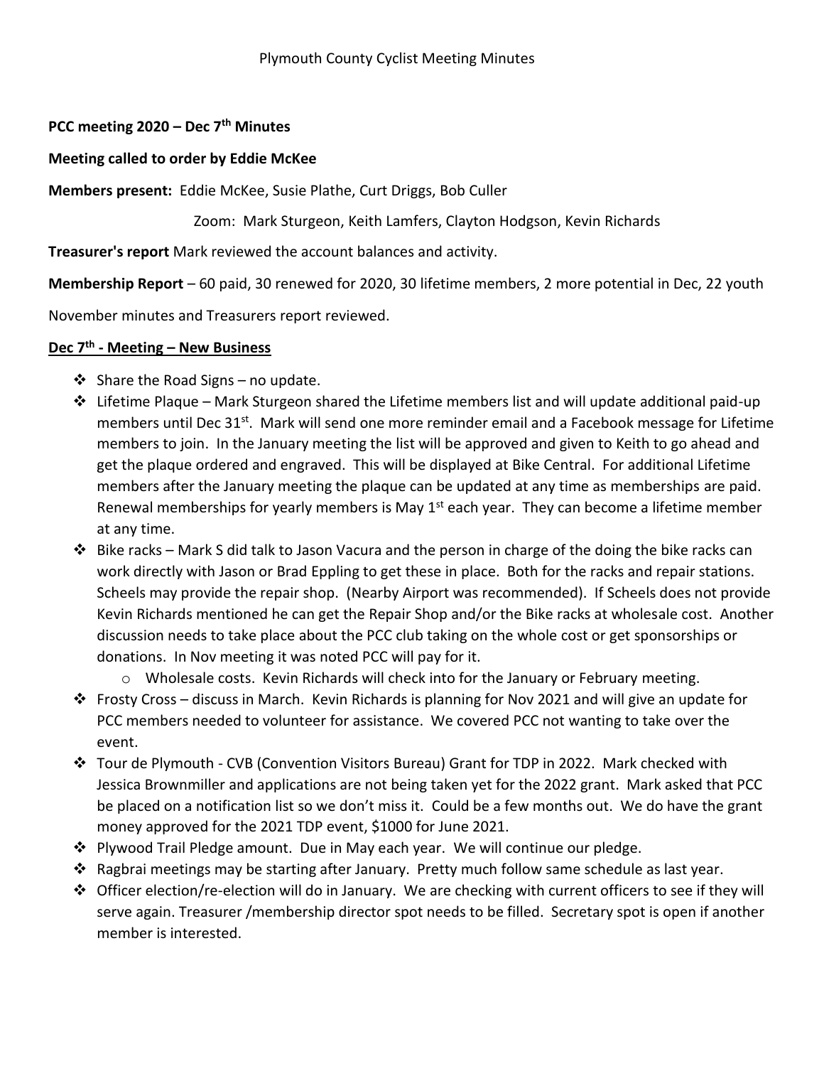Plymouth County Cyclist Meeting Minutes

**PCC meeting 2020 – Dec 7th Minutes**

**Meeting called to order by Eddie McKee**

**Members present:** Eddie McKee, Susie Plathe, Curt Driggs, Bob Culler

Zoom: Mark Sturgeon, Keith Lamfers, Clayton Hodgson, Kevin Richards

**Treasurer's report** Mark reviewed the account balances and activity.

**Membership Report** – 60 paid, 30 renewed for 2020, 30 lifetime members, 2 more potential in Dec, 22 youth

November minutes and Treasurers report reviewed.

**Dec 7th - Meeting – New Business**

- Share the Road Signs – no update.
- Lifetime Plaque – Mark Sturgeon shared the Lifetime members list and will update additional paid-up members until Dec 31st. Mark will send one more reminder email and a Facebook message for Lifetime members to join. In the January meeting the list will be approved and given to Keith to go ahead and get the plaque ordered and engraved. This will be displayed at Bike Central. For additional Lifetime members after the January meeting the plaque can be updated at any time as memberships are paid. Renewal memberships for yearly members is May 1st each year. They can become a lifetime member at any time.
- Bike racks – Mark S did talk to Jason Vacura and the person in charge of the doing the bike racks can work directly with Jason or Brad Eppling to get these in place. Both for the racks and repair stations. Scheels may provide the repair shop. (Nearby Airport was recommended). If Scheels does not provide Kevin Richards mentioned he can get the Repair Shop and/or the Bike racks at wholesale cost. Another discussion needs to take place about the PCC club taking on the whole cost or get sponsorships or donations. In Nov meeting it was noted PCC will pay for it.
  - Wholesale costs. Kevin Richards will check into for the January or February meeting.
- Frosty Cross – discuss in March. Kevin Richards is planning for Nov 2021 and will give an update for PCC members needed to volunteer for assistance. We covered PCC not wanting to take over the event.
- Tour de Plymouth - CVB (Convention Visitors Bureau) Grant for TDP in 2022. Mark checked with Jessica Brownmiller and applications are not being taken yet for the 2022 grant. Mark asked that PCC be placed on a notification list so we don't miss it. Could be a few months out. We do have the grant money approved for the 2021 TDP event, $1000 for June 2021.
- Plywood Trail Pledge amount. Due in May each year. We will continue our pledge.
- Ragbrai meetings may be starting after January. Pretty much follow same schedule as last year.
- Officer election/re-election will do in January. We are checking with current officers to see if they will serve again. Treasurer /membership director spot needs to be filled. Secretary spot is open if another member is interested.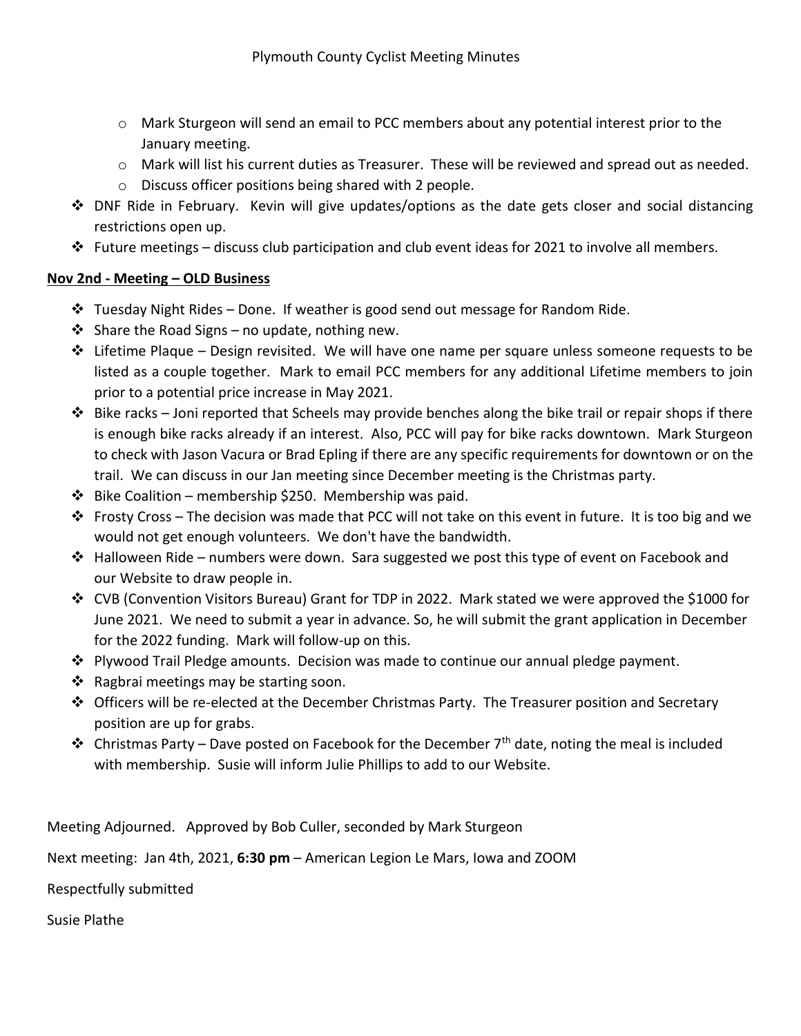- Mark Sturgeon will send an email to PCC members about any potential interest prior to the January meeting.
  - Mark will list his current duties as Treasurer. These will be reviewed and spread out as needed.
  - Discuss officer positions being shared with 2 people.
- DNF Ride in February. Kevin will give updates/options as the date gets closer and social distancing restrictions open up.
- Future meetings – discuss club participation and club event ideas for 2021 to involve all members.

**Nov 2nd - Meeting – OLD Business**

- Tuesday Night Rides – Done. If weather is good send out message for Random Ride.
- Share the Road Signs – no update, nothing new.
- Lifetime Plaque – Design revisited. We will have one name per square unless someone requests to be listed as a couple together. Mark to email PCC members for any additional Lifetime members to join prior to a potential price increase in May 2021.
- Bike racks – Joni reported that Scheels may provide benches along the bike trail or repair shops if there is enough bike racks already if an interest. Also, PCC will pay for bike racks downtown. Mark Sturgeon to check with Jason Vacura or Brad Epling if there are any specific requirements for downtown or on the trail. We can discuss in our Jan meeting since December meeting is the Christmas party.
- Bike Coalition – membership $250. Membership was paid.
- Frosty Cross – The decision was made that PCC will not take on this event in future. It is too big and we would not get enough volunteers. We don't have the bandwidth.
- Halloween Ride – numbers were down. Sara suggested we post this type of event on Facebook and our Website to draw people in.
- CVB (Convention Visitors Bureau) Grant for TDP in 2022. Mark stated we were approved the $1000 for June 2021. We need to submit a year in advance. So, he will submit the grant application in December for the 2022 funding. Mark will follow-up on this.
- Plywood Trail Pledge amounts. Decision was made to continue our annual pledge payment.
- Ragbrai meetings may be starting soon.
- Officers will be re-elected at the December Christmas Party. The Treasurer position and Secretary position are up for grabs.
- Christmas Party – Dave posted on Facebook for the December 7th date, noting the meal is included with membership. Susie will inform Julie Phillips to add to our Website.

Meeting Adjourned. Approved by Bob Culler, seconded by Mark Sturgeon

Next meeting: Jan 4th, 2021, **6:30 pm** – American Legion Le Mars, Iowa and ZOOM

Respectfully submitted

Susie Plathe